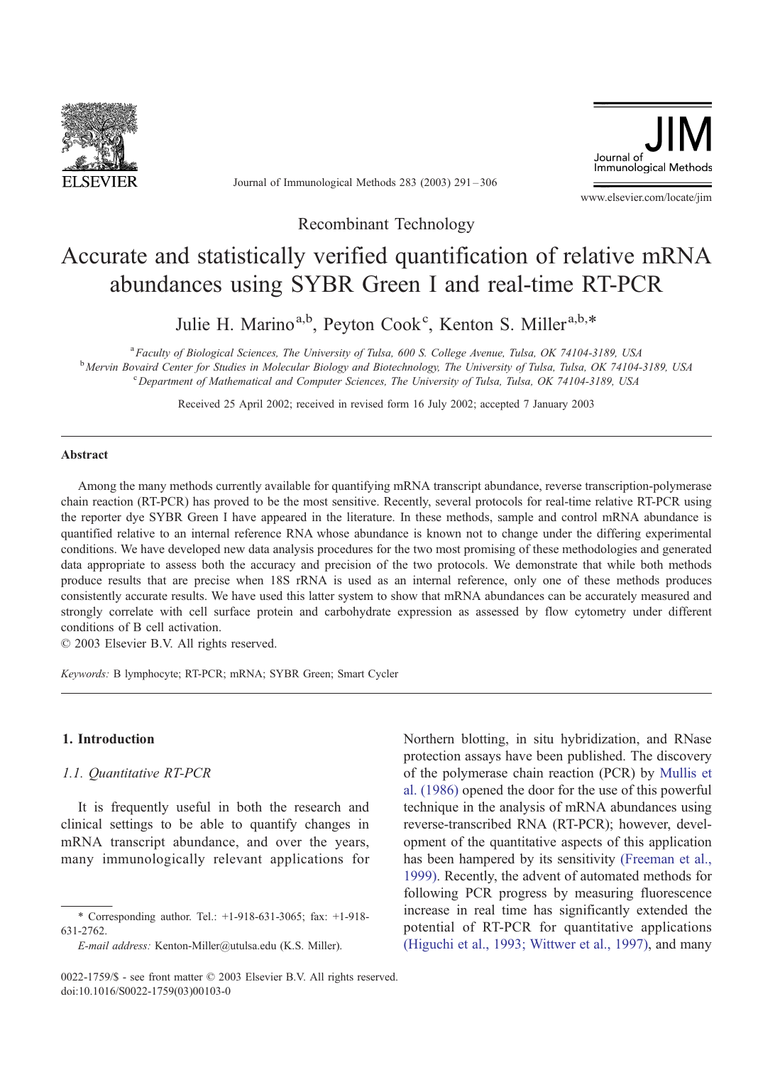Recombinant Technology

# Accurate and statistically verified quantification of relative mRNA abundances using SYBR Green I and real-time RT-PCR

Julie H. Marino[a,b], Peyton Cook[c], Kenton S. Miller[a,b,*]

[a] Faculty of Biological Sciences, The University of Tulsa, 600 S. College Avenue, Tulsa, OK 74104-3189, USA
[b] Mervin Bovaird Center for Studies in Molecular Biology and Biotechnology, The University of Tulsa, Tulsa, OK 74104-3189, USA
[c] Department of Mathematical and Computer Sciences, The University of Tulsa, Tulsa, OK 74104-3189, USA

Received 25 April 2002; received in revised form 16 July 2002; accepted 7 January 2003

## Abstract

Among the many methods currently available for quantifying mRNA transcript abundance, reverse transcription-polymerase chain reaction (RT-PCR) has proved to be the most sensitive. Recently, several protocols for real-time relative RT-PCR using the reporter dye SYBR Green I have appeared in the literature. In these methods, sample and control mRNA abundance is quantified relative to an internal reference RNA whose abundance is known not to change under the differing experimental conditions. We have developed new data analysis procedures for the two most promising of these methodologies and generated data appropriate to assess both the accuracy and precision of the two protocols. We demonstrate that while both methods produce results that are precise when 18S rRNA is used as an internal reference, only one of these methods produces consistently accurate results. We have used this latter system to show that mRNA abundances can be accurately measured and strongly correlate with cell surface protein and carbohydrate expression as assessed by flow cytometry under different conditions of B cell activation.

© 2003 Elsevier B.V. All rights reserved.

*Keywords:* B lymphocyte; RT-PCR; mRNA; SYBR Green; Smart Cycler

## 1. Introduction

### 1.1. Quantitative RT-PCR

It is frequently useful in both the research and clinical settings to be able to quantify changes in mRNA transcript abundance, and over the years, many immunologically relevant applications for Northern blotting, in situ hybridization, and RNase protection assays have been published. The discovery of the polymerase chain reaction (PCR) by Mullis et al. (1986) opened the door for the use of this powerful technique in the analysis of mRNA abundances using reverse-transcribed RNA (RT-PCR); however, development of the quantitative aspects of this application has been hampered by its sensitivity (Freeman et al., 1999). Recently, the advent of automated methods for following PCR progress by measuring fluorescence increase in real time has significantly extended the potential of RT-PCR for quantitative applications (Higuchi et al., 1993; Wittwer et al., 1997), and many

\* Corresponding author. Tel.: +1-918-631-3065; fax: +1-918-631-2762.
*E-mail address:* Kenton-Miller@utulsa.edu (K.S. Miller).

0022-1759/$ - see front matter © 2003 Elsevier B.V. All rights reserved.
doi:10.1016/S0022-1759(03)00103-0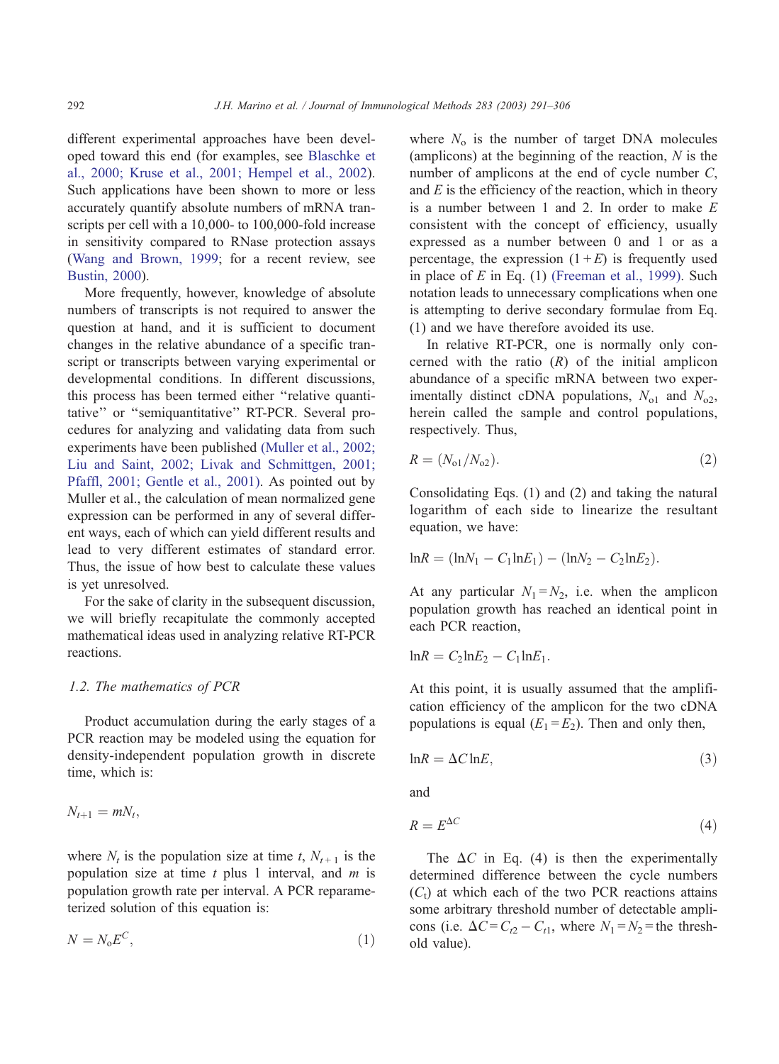different experimental approaches have been developed toward this end (for examples, see Blaschke et al., 2000; Kruse et al., 2001; Hempel et al., 2002). Such applications have been shown to more or less accurately quantify absolute numbers of mRNA transcripts per cell with a 10,000- to 100,000-fold increase in sensitivity compared to RNase protection assays (Wang and Brown, 1999; for a recent review, see Bustin, 2000).

More frequently, however, knowledge of absolute numbers of transcripts is not required to answer the question at hand, and it is sufficient to document changes in the relative abundance of a specific transcript or transcripts between varying experimental or developmental conditions. In different discussions, this process has been termed either "relative quantitative" or "semiquantitative" RT-PCR. Several procedures for analyzing and validating data from such experiments have been published (Muller et al., 2002; Liu and Saint, 2002; Livak and Schmittgen, 2001; Pfaffl, 2001; Gentle et al., 2001). As pointed out by Muller et al., the calculation of mean normalized gene expression can be performed in any of several different ways, each of which can yield different results and lead to very different estimates of standard error. Thus, the issue of how best to calculate these values is yet unresolved.

For the sake of clarity in the subsequent discussion, we will briefly recapitulate the commonly accepted mathematical ideas used in analyzing relative RT-PCR reactions.

### 1.2. The mathematics of PCR

Product accumulation during the early stages of a PCR reaction may be modeled using the equation for density-independent population growth in discrete time, which is:

$$N_{t+1} = mN_t,$$

where $N_t$ is the population size at time $t$, $N_{t+1}$ is the population size at time $t$ plus 1 interval, and $m$ is population growth rate per interval. A PCR reparameterized solution of this equation is:

$$N = N_o E^C, \qquad (1)$$

where $N_o$ is the number of target DNA molecules (amplicons) at the beginning of the reaction, $N$ is the number of amplicons at the end of cycle number $C$, and $E$ is the efficiency of the reaction, which in theory is a number between 1 and 2. In order to make $E$ consistent with the concept of efficiency, usually expressed as a number between 0 and 1 or as a percentage, the expression $(1+E)$ is frequently used in place of $E$ in Eq. (1) (Freeman et al., 1999). Such notation leads to unnecessary complications when one is attempting to derive secondary formulae from Eq. (1) and we have therefore avoided its use.

In relative RT-PCR, one is normally only concerned with the ratio ($R$) of the initial amplicon abundance of a specific mRNA between two experimentally distinct cDNA populations, $N_{o1}$ and $N_{o2}$, herein called the sample and control populations, respectively. Thus,

$$R = (N_{o1}/N_{o2}). \qquad (2)$$

Consolidating Eqs. (1) and (2) and taking the natural logarithm of each side to linearize the resultant equation, we have:

$$\ln R = (\ln N_1 - C_1 \ln E_1) - (\ln N_2 - C_2 \ln E_2).$$

At any particular $N_1 = N_2$, i.e. when the amplicon population growth has reached an identical point in each PCR reaction,

$$\ln R = C_2 \ln E_2 - C_1 \ln E_1.$$

At this point, it is usually assumed that the amplification efficiency of the amplicon for the two cDNA populations is equal ($E_1 = E_2$). Then and only then,

$$\ln R = \Delta C \ln E, \qquad (3)$$

and

$$R = E^{\Delta C} \qquad (4)$$

The $\Delta C$ in Eq. (4) is then the experimentally determined difference between the cycle numbers ($C_t$) at which each of the two PCR reactions attains some arbitrary threshold number of detectable amplicons (i.e. $\Delta C = C_{t2} - C_{t1}$, where $N_1 = N_2 =$ the threshold value).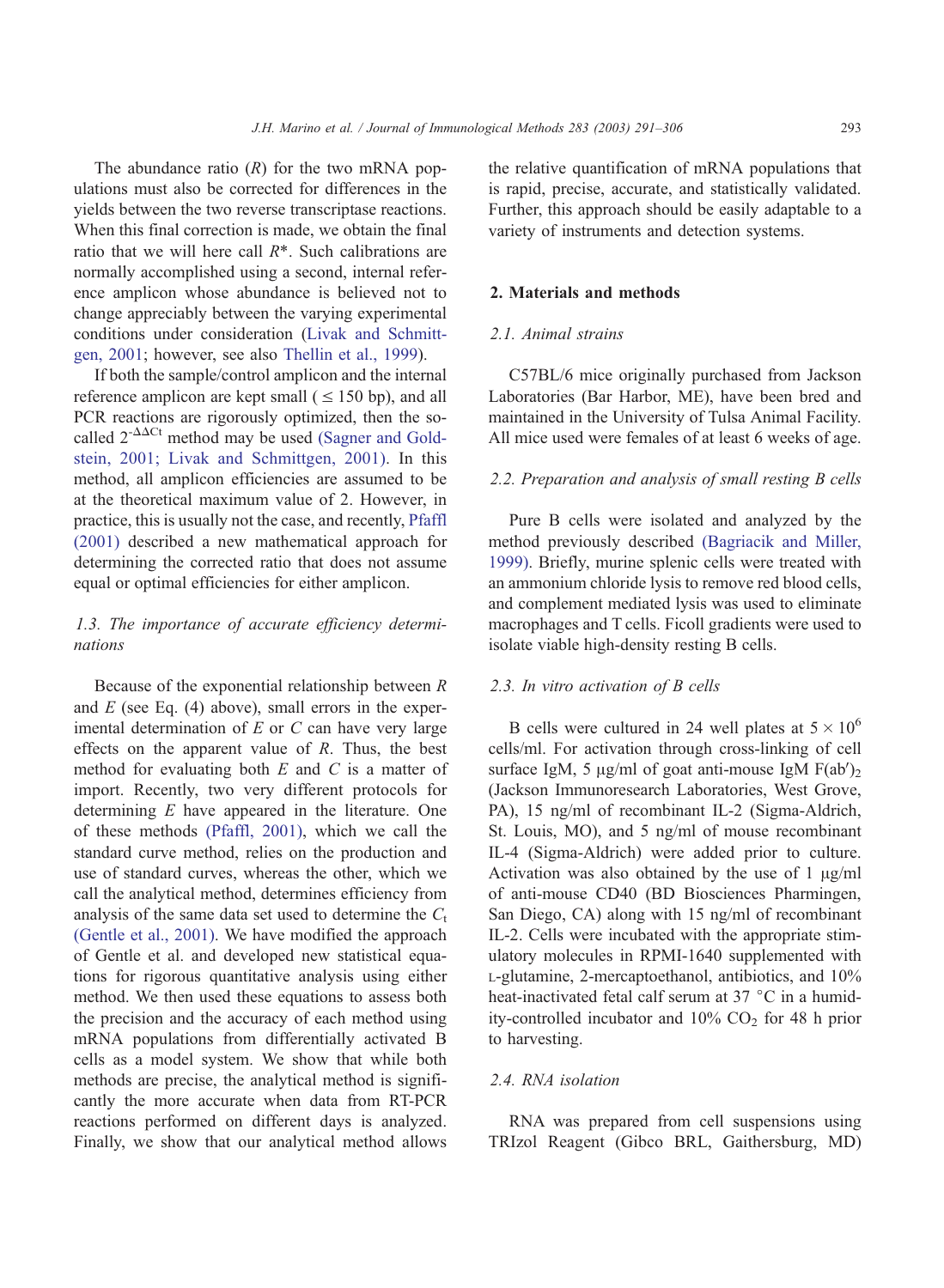The abundance ratio ($R$) for the two mRNA populations must also be corrected for differences in the yields between the two reverse transcriptase reactions. When this final correction is made, we obtain the final ratio that we will here call $R^*$. Such calibrations are normally accomplished using a second, internal reference amplicon whose abundance is believed not to change appreciably between the varying experimental conditions under consideration (Livak and Schmittgen, 2001; however, see also Thellin et al., 1999).

If both the sample/control amplicon and the internal reference amplicon are kept small ($\leq$ 150 bp), and all PCR reactions are rigorously optimized, then the so-called $2^{-\Delta\Delta C_t}$ method may be used (Sagner and Goldstein, 2001; Livak and Schmittgen, 2001). In this method, all amplicon efficiencies are assumed to be at the theoretical maximum value of 2. However, in practice, this is usually not the case, and recently, Pfaffl (2001) described a new mathematical approach for determining the corrected ratio that does not assume equal or optimal efficiencies for either amplicon.

### 1.3. The importance of accurate efficiency determinations

Because of the exponential relationship between $R$ and $E$ (see Eq. (4) above), small errors in the experimental determination of $E$ or $C$ can have very large effects on the apparent value of $R$. Thus, the best method for evaluating both $E$ and $C$ is a matter of import. Recently, two very different protocols for determining $E$ have appeared in the literature. One of these methods (Pfaffl, 2001), which we call the standard curve method, relies on the production and use of standard curves, whereas the other, which we call the analytical method, determines efficiency from analysis of the same data set used to determine the $C_t$ (Gentle et al., 2001). We have modified the approach of Gentle et al. and developed new statistical equations for rigorous quantitative analysis using either method. We then used these equations to assess both the precision and the accuracy of each method using mRNA populations from differentially activated B cells as a model system. We show that while both methods are precise, the analytical method is significantly the more accurate when data from RT-PCR reactions performed on different days is analyzed. Finally, we show that our analytical method allows the relative quantification of mRNA populations that is rapid, precise, accurate, and statistically validated. Further, this approach should be easily adaptable to a variety of instruments and detection systems.

## 2. Materials and methods

### 2.1. Animal strains

C57BL/6 mice originally purchased from Jackson Laboratories (Bar Harbor, ME), have been bred and maintained in the University of Tulsa Animal Facility. All mice used were females of at least 6 weeks of age.

### 2.2. Preparation and analysis of small resting B cells

Pure B cells were isolated and analyzed by the method previously described (Bagriacik and Miller, 1999). Briefly, murine splenic cells were treated with an ammonium chloride lysis to remove red blood cells, and complement mediated lysis was used to eliminate macrophages and T cells. Ficoll gradients were used to isolate viable high-density resting B cells.

### 2.3. In vitro activation of B cells

B cells were cultured in 24 well plates at $5 \times 10^6$ cells/ml. For activation through cross-linking of cell surface IgM, 5 μg/ml of goat anti-mouse IgM $F(ab')_2$ (Jackson Immunoresearch Laboratories, West Grove, PA), 15 ng/ml of recombinant IL-2 (Sigma-Aldrich, St. Louis, MO), and 5 ng/ml of mouse recombinant IL-4 (Sigma-Aldrich) were added prior to culture. Activation was also obtained by the use of 1 μg/ml of anti-mouse CD40 (BD Biosciences Pharmingen, San Diego, CA) along with 15 ng/ml of recombinant IL-2. Cells were incubated with the appropriate stimulatory molecules in RPMI-1640 supplemented with L-glutamine, 2-mercaptoethanol, antibiotics, and 10% heat-inactivated fetal calf serum at 37 °C in a humidity-controlled incubator and 10% $CO_2$ for 48 h prior to harvesting.

### 2.4. RNA isolation

RNA was prepared from cell suspensions using TRIzol Reagent (Gibco BRL, Gaithersburg, MD)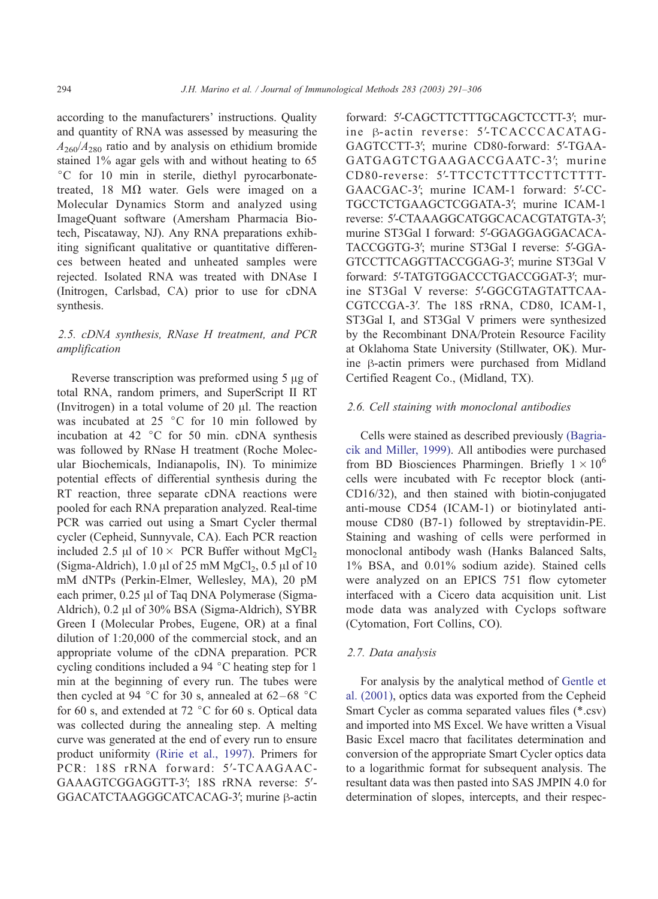according to the manufacturers' instructions. Quality and quantity of RNA was assessed by measuring the $A_{260}/A_{280}$ ratio and by analysis on ethidium bromide stained 1% agar gels with and without heating to 65 °C for 10 min in sterile, diethyl pyrocarbonate-treated, 18 MΩ water. Gels were imaged on a Molecular Dynamics Storm and analyzed using ImageQuant software (Amersham Pharmacia Biotech, Piscataway, NJ). Any RNA preparations exhibiting significant qualitative or quantitative differences between heated and unheated samples were rejected. Isolated RNA was treated with DNAse I (Initrogen, Carlsbad, CA) prior to use for cDNA synthesis.

### 2.5. cDNA synthesis, RNase H treatment, and PCR amplification

Reverse transcription was preformed using 5 μg of total RNA, random primers, and SuperScript II RT (Invitrogen) in a total volume of 20 μl. The reaction was incubated at 25 °C for 10 min followed by incubation at 42 °C for 50 min. cDNA synthesis was followed by RNase H treatment (Roche Molecular Biochemicals, Indianapolis, IN). To minimize potential effects of differential synthesis during the RT reaction, three separate cDNA reactions were pooled for each RNA preparation analyzed. Real-time PCR was carried out using a Smart Cycler thermal cycler (Cepheid, Sunnyvale, CA). Each PCR reaction included 2.5 μl of 10× PCR Buffer without $MgCl_2$ (Sigma-Aldrich), 1.0 μl of 25 mM $MgCl_2$, 0.5 μl of 10 mM dNTPs (Perkin-Elmer, Wellesley, MA), 20 pM each primer, 0.25 μl of Taq DNA Polymerase (Sigma-Aldrich), 0.2 μl of 30% BSA (Sigma-Aldrich), SYBR Green I (Molecular Probes, Eugene, OR) at a final dilution of 1:20,000 of the commercial stock, and an appropriate volume of the cDNA preparation. PCR cycling conditions included a 94 °C heating step for 1 min at the beginning of every run. The tubes were then cycled at 94 °C for 30 s, annealed at 62–68 °C for 60 s, and extended at 72 °C for 60 s. Optical data was collected during the annealing step. A melting curve was generated at the end of every run to ensure product uniformity (Ririe et al., 1997). Primers for PCR: 18S rRNA forward: 5′-TCAAGAACGAAAGTCGGAGGTT-3′; 18S rRNA reverse: 5′-GGACATCTAAGGGCATCACAG-3′; murine β-actin forward: 5′-CAGCTTCTTTGCAGCTCCTT-3′; murine β-actin reverse: 5′-TCACCCACATAGGAGTCCTT-3′; murine CD80-forward: 5′-TGAAGATGAGTCTGAAGACCGAATC-3′; murine CD80-reverse: 5′-TTCCTCTTTCCTTCTTTTGAACGAC-3′; murine ICAM-1 forward: 5′-CCTGCCTCTGAAGCTCGGATA-3′; murine ICAM-1 reverse: 5′-CTAAAGGCATGGCACACGTATGTA-3′; murine ST3Gal I forward: 5′-GGAGGAGGACACATACCGGTG-3′; murine ST3Gal I reverse: 5′-GGAGTCCTTCAGGTTACCGGAG-3′; murine ST3Gal V forward: 5′-TATGTGGACCCTGACCGGAT-3′; murine ST3Gal V reverse: 5′-GGCGTAGTATTCAACGTCCGA-3′. The 18S rRNA, CD80, ICAM-1, ST3Gal I, and ST3Gal V primers were synthesized by the Recombinant DNA/Protein Resource Facility at Oklahoma State University (Stillwater, OK). Murine β-actin primers were purchased from Midland Certified Reagent Co., (Midland, TX).

### 2.6. Cell staining with monoclonal antibodies

Cells were stained as described previously (Bagriacik and Miller, 1999). All antibodies were purchased from BD Biosciences Pharmingen. Briefly $1 \times 10^6$ cells were incubated with Fc receptor block (anti-CD16/32), and then stained with biotin-conjugated anti-mouse CD54 (ICAM-1) or biotinylated anti-mouse CD80 (B7-1) followed by streptavidin-PE. Staining and washing of cells were performed in monoclonal antibody wash (Hanks Balanced Salts, 1% BSA, and 0.01% sodium azide). Stained cells were analyzed on an EPICS 751 flow cytometer interfaced with a Cicero data acquisition unit. List mode data was analyzed with Cyclops software (Cytomation, Fort Collins, CO).

### 2.7. Data analysis

For analysis by the analytical method of Gentle et al. (2001), optics data was exported from the Cepheid Smart Cycler as comma separated values files (*.csv) and imported into MS Excel. We have written a Visual Basic Excel macro that facilitates determination and conversion of the appropriate Smart Cycler optics data to a logarithmic format for subsequent analysis. The resultant data was then pasted into SAS JMPIN 4.0 for determination of slopes, intercepts, and their respec-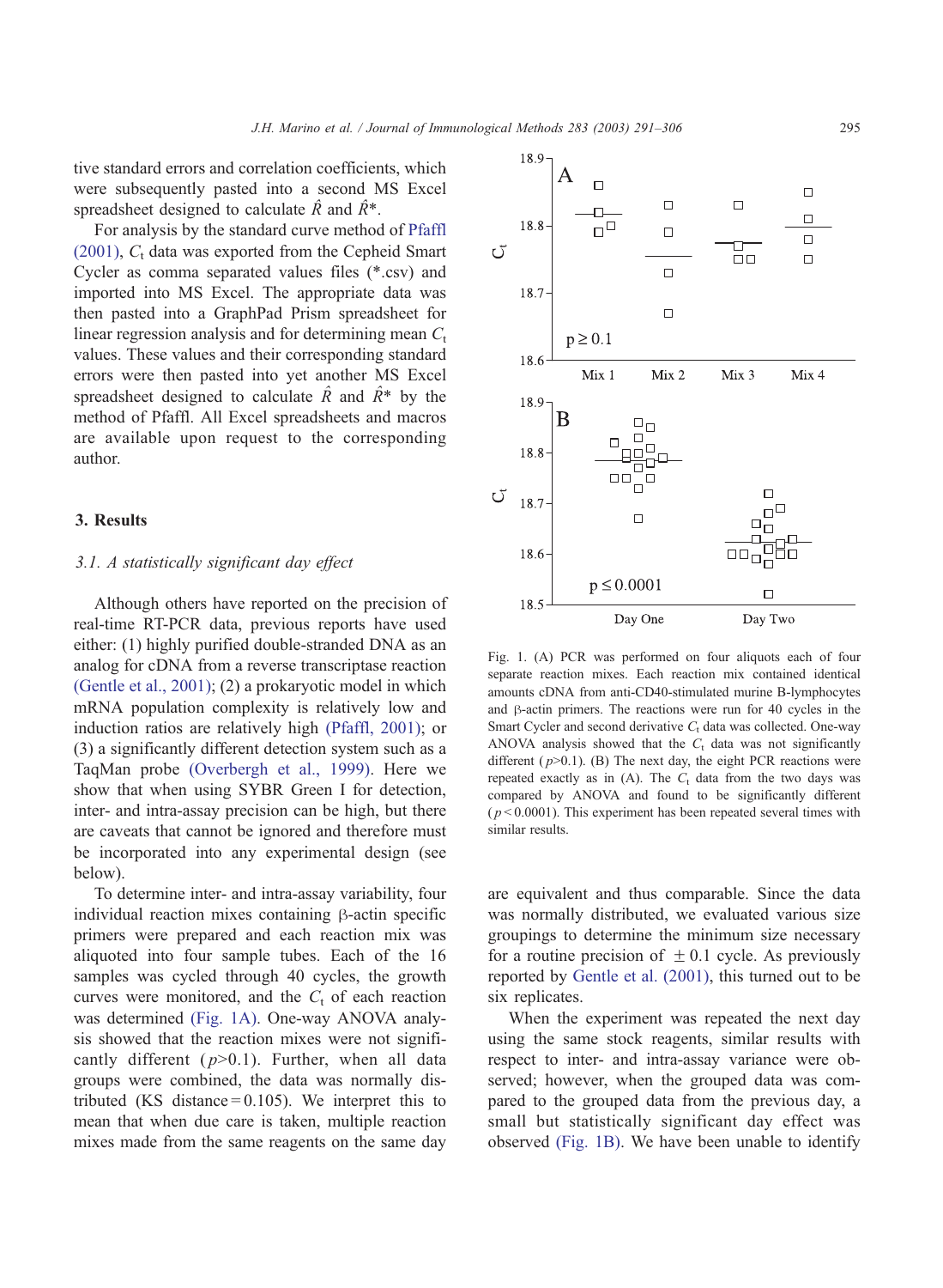tive standard errors and correlation coefficients, which were subsequently pasted into a second MS Excel spreadsheet designed to calculate $\hat{R}$ and $\hat{R}^*$.

For analysis by the standard curve method of Pfaffl (2001), $C_t$ data was exported from the Cepheid Smart Cycler as comma separated values files (*.csv) and imported into MS Excel. The appropriate data was then pasted into a GraphPad Prism spreadsheet for linear regression analysis and for determining mean $C_t$ values. These values and their corresponding standard errors were then pasted into yet another MS Excel spreadsheet designed to calculate $\hat{R}$ and $\hat{R}^*$ by the method of Pfaffl. All Excel spreadsheets and macros are available upon request to the corresponding author.

## 3. Results

### *3.1. A statistically significant day effect*

Although others have reported on the precision of real-time RT-PCR data, previous reports have used either: (1) highly purified double-stranded DNA as an analog for cDNA from a reverse transcriptase reaction (Gentle et al., 2001); (2) a prokaryotic model in which mRNA population complexity is relatively low and induction ratios are relatively high (Pfaffl, 2001); or (3) a significantly different detection system such as a TaqMan probe (Overbergh et al., 1999). Here we show that when using SYBR Green I for detection, inter- and intra-assay precision can be high, but there are caveats that cannot be ignored and therefore must be incorporated into any experimental design (see below).

To determine inter- and intra-assay variability, four individual reaction mixes containing β-actin specific primers were prepared and each reaction mix was aliquoted into four sample tubes. Each of the 16 samples was cycled through 40 cycles, the growth curves were monitored, and the $C_t$ of each reaction was determined (Fig. 1A). One-way ANOVA analysis showed that the reaction mixes were not significantly different ($p > 0.1$). Further, when all data groups were combined, the data was normally distributed (KS distance = 0.105). We interpret this to mean that when due care is taken, multiple reaction mixes made from the same reagents on the same day are equivalent and thus comparable. Since the data was normally distributed, we evaluated various size groupings to determine the minimum size necessary for a routine precision of ± 0.1 cycle. As previously reported by Gentle et al. (2001), this turned out to be six replicates.

When the experiment was repeated the next day using the same stock reagents, similar results with respect to inter- and intra-assay variance were observed; however, when the grouped data was compared to the grouped data from the previous day, a small but statistically significant day effect was observed (Fig. 1B). We have been unable to identify

Fig. 1. (A) PCR was performed on four aliquots each of four separate reaction mixes. Each reaction mix contained identical amounts cDNA from anti-CD40-stimulated murine B-lymphocytes and β-actin primers. The reactions were run for 40 cycles in the Smart Cycler and second derivative $C_t$ data was collected. One-way ANOVA analysis showed that the $C_t$ data was not significantly different ($p > 0.1$). (B) The next day, the eight PCR reactions were repeated exactly as in (A). The $C_t$ data from the two days was compared by ANOVA and found to be significantly different ($p < 0.0001$). This experiment has been repeated several times with similar results.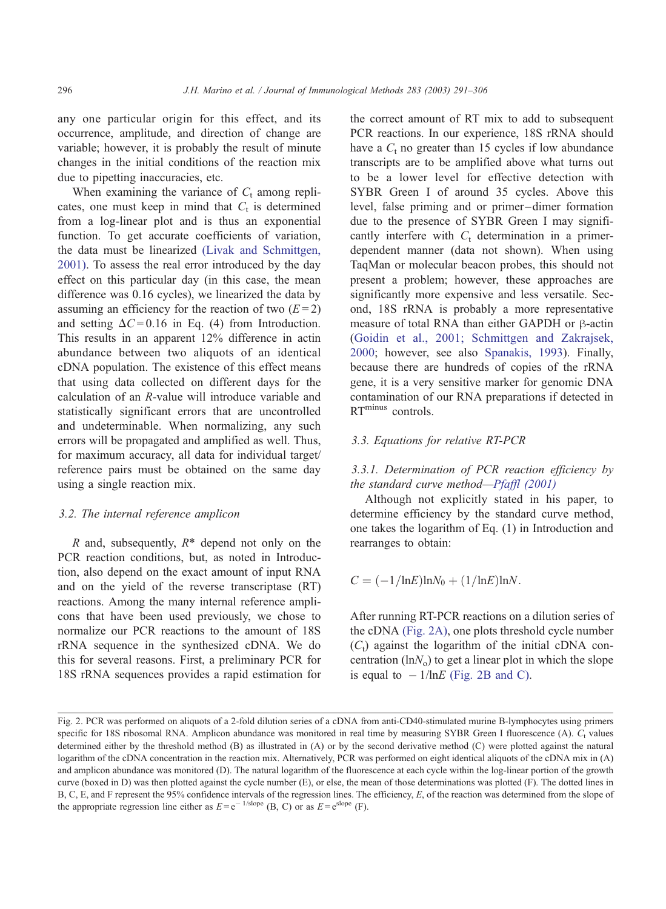any one particular origin for this effect, and its occurrence, amplitude, and direction of change are variable; however, it is probably the result of minute changes in the initial conditions of the reaction mix due to pipetting inaccuracies, etc.

When examining the variance of $C_t$ among replicates, one must keep in mind that $C_t$ is determined from a log-linear plot and is thus an exponential function. To get accurate coefficients of variation, the data must be linearized (Livak and Schmittgen, 2001). To assess the real error introduced by the day effect on this particular day (in this case, the mean difference was 0.16 cycles), we linearized the data by assuming an efficiency for the reaction of two ($E=2$) and setting $\Delta C = 0.16$ in Eq. (4) from Introduction. This results in an apparent 12% difference in actin abundance between two aliquots of an identical cDNA population. The existence of this effect means that using data collected on different days for the calculation of an $R$-value will introduce variable and statistically significant errors that are uncontrolled and undeterminable. When normalizing, any such errors will be propagated and amplified as well. Thus, for maximum accuracy, all data for individual target/reference pairs must be obtained on the same day using a single reaction mix.

### 3.2. The internal reference amplicon

$R$ and, subsequently, $R^*$ depend not only on the PCR reaction conditions, but, as noted in Introduction, also depend on the exact amount of input RNA and on the yield of the reverse transcriptase (RT) reactions. Among the many internal reference amplicons that have been used previously, we chose to normalize our PCR reactions to the amount of 18S rRNA sequence in the synthesized cDNA. We do this for several reasons. First, a preliminary PCR for 18S rRNA sequences provides a rapid estimation for the correct amount of RT mix to add to subsequent PCR reactions. In our experience, 18S rRNA should have a $C_t$ no greater than 15 cycles if low abundance transcripts are to be amplified above what turns out to be a lower level for effective detection with SYBR Green I of around 35 cycles. Above this level, false priming and or primer–dimer formation due to the presence of SYBR Green I may significantly interfere with $C_t$ determination in a primer-dependent manner (data not shown). When using TaqMan or molecular beacon probes, this should not present a problem; however, these approaches are significantly more expensive and less versatile. Second, 18S rRNA is probably a more representative measure of total RNA than either GAPDH or β-actin (Goidin et al., 2001; Schmittgen and Zakrajsek, 2000; however, see also Spanakis, 1993). Finally, because there are hundreds of copies of the rRNA gene, it is a very sensitive marker for genomic DNA contamination of our RNA preparations if detected in $\mathrm{RT}^{\mathrm{minus}}$ controls.

### 3.3. Equations for relative RT-PCR

#### 3.3.1. Determination of PCR reaction efficiency by the standard curve method—Pfaffl (2001)

Although not explicitly stated in his paper, to determine efficiency by the standard curve method, one takes the logarithm of Eq. (1) in Introduction and rearranges to obtain:

$$C = (-1/\ln E)\ln N_0 + (1/\ln E)\ln N.$$

After running RT-PCR reactions on a dilution series of the cDNA (Fig. 2A), one plots threshold cycle number ($C_t$) against the logarithm of the initial cDNA concentration ($\ln N_o$) to get a linear plot in which the slope is equal to $-1/\ln E$ (Fig. 2B and C).

Fig. 2. PCR was performed on aliquots of a 2-fold dilution series of a cDNA from anti-CD40-stimulated murine B-lymphocytes using primers specific for 18S ribosomal RNA. Amplicon abundance was monitored in real time by measuring SYBR Green I fluorescence (A). $C_t$ values determined either by the threshold method (B) as illustrated in (A) or by the second derivative method (C) were plotted against the natural logarithm of the cDNA concentration in the reaction mix. Alternatively, PCR was performed on eight identical aliquots of the cDNA mix in (A) and amplicon abundance was monitored (D). The natural logarithm of the fluorescence at each cycle within the log-linear portion of the growth curve (boxed in D) was then plotted against the cycle number (E), or else, the mean of those determinations was plotted (F). The dotted lines in B, C, E, and F represent the 95% confidence intervals of the regression lines. The efficiency, $E$, of the reaction was determined from the slope of the appropriate regression line either as $E = e^{-1/\text{slope}}$ (B, C) or as $E = e^{\text{slope}}$ (F).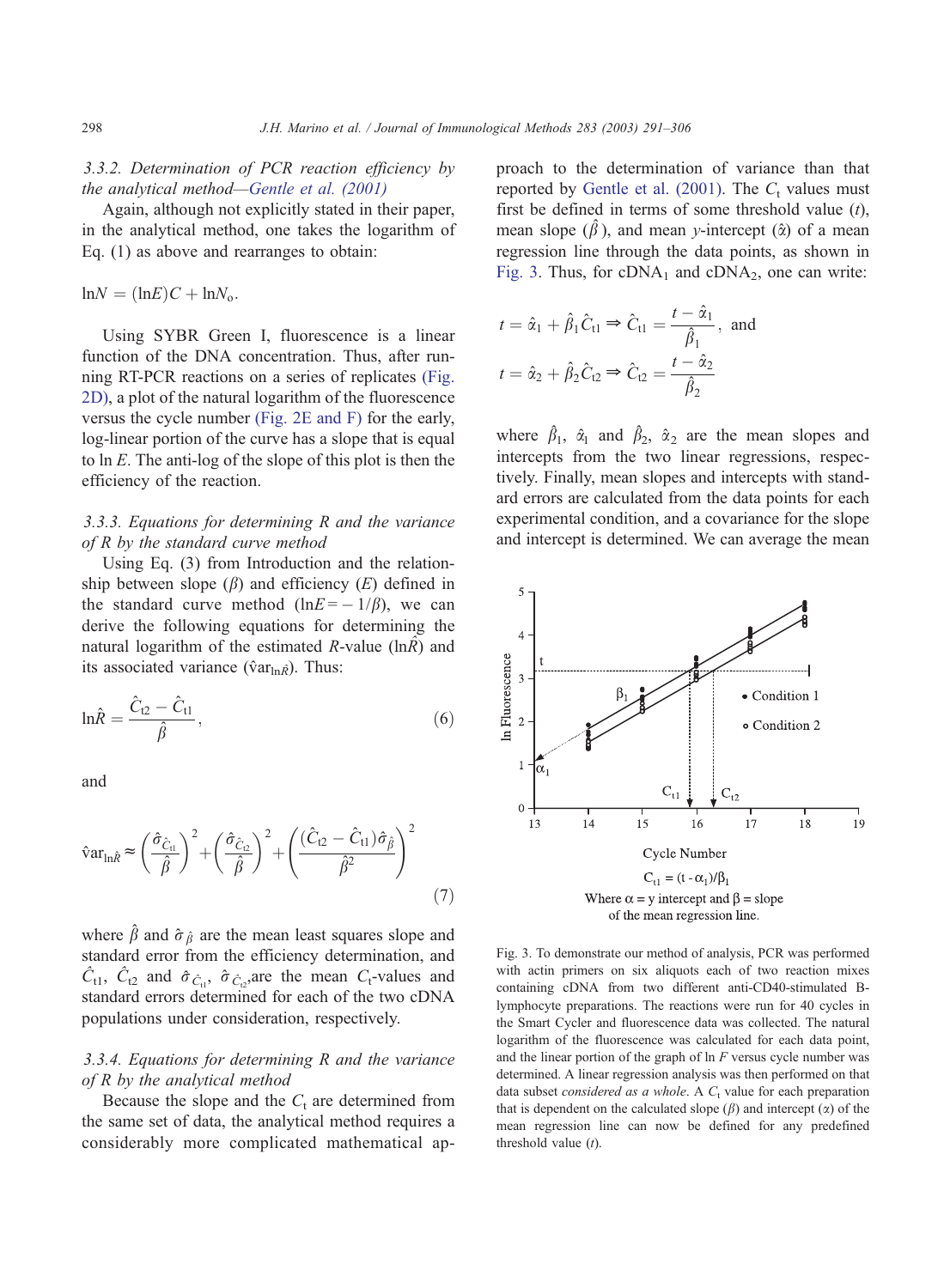#### 3.3.2. Determination of PCR reaction efficiency by the analytical method—Gentle et al. (2001)

Again, although not explicitly stated in their paper, in the analytical method, one takes the logarithm of Eq. (1) as above and rearranges to obtain:

$$\ln N = (\ln E)C + \ln N_o.$$

Using SYBR Green I, fluorescence is a linear function of the DNA concentration. Thus, after running RT-PCR reactions on a series of replicates (Fig. 2D), a plot of the natural logarithm of the fluorescence versus the cycle number (Fig. 2E and F) for the early, log-linear portion of the curve has a slope that is equal to $\ln E$. The anti-log of the slope of this plot is then the efficiency of the reaction.

#### 3.3.3. Equations for determining R and the variance of R by the standard curve method

Using Eq. (3) from Introduction and the relationship between slope ($\beta$) and efficiency ($E$) defined in the standard curve method ($\ln E = -1/\beta$), we can derive the following equations for determining the natural logarithm of the estimated $R$-value ($\ln\hat{R}$) and its associated variance ($\hat{\mathrm{v}}\mathrm{ar}_{\ln\hat{R}}$). Thus:

$$\ln\hat{R} = \frac{\hat{C}_{t2} - \hat{C}_{t1}}{\hat{\beta}}, \tag{6}$$

and

$$\hat{\mathrm{v}}\mathrm{ar}_{\ln\hat{R}} \approx \left(\frac{\hat{\sigma}_{\hat{C}_{t1}}}{\hat{\beta}}\right)^2 + \left(\frac{\hat{\sigma}_{\hat{C}_{t2}}}{\hat{\beta}}\right)^2 + \left(\frac{(\hat{C}_{t2} - \hat{C}_{t1})\hat{\sigma}_{\hat{\beta}}}{\hat{\beta}^2}\right)^2 \tag{7}$$

where $\hat{\beta}$ and $\hat{\sigma}_{\hat{\beta}}$ are the mean least squares slope and standard error from the efficiency determination, and $\hat{C}_{t1}$, $\hat{C}_{t2}$ and $\hat{\sigma}_{\hat{C}_{t1}}$, $\hat{\sigma}_{\hat{C}_{t2}}$, are the mean $C_t$-values and standard errors determined for each of the two cDNA populations under consideration, respectively.

#### 3.3.4. Equations for determining R and the variance of R by the analytical method

Because the slope and the $C_t$ are determined from the same set of data, the analytical method requires a considerably more complicated mathematical approach to the determination of variance than that reported by Gentle et al. (2001). The $C_t$ values must first be defined in terms of some threshold value ($t$), mean slope ($\hat{\beta}$), and mean $y$-intercept ($\hat{\alpha}$) of a mean regression line through the data points, as shown in Fig. 3. Thus, for $\mathrm{cDNA}_1$ and $\mathrm{cDNA}_2$, one can write:

$$t = \hat{\alpha}_1 + \hat{\beta}_1\hat{C}_{t1} \Rightarrow \hat{C}_{t1} = \frac{t - \hat{\alpha}_1}{\hat{\beta}_1}, \text{ and}$$

$$t = \hat{\alpha}_2 + \hat{\beta}_2\hat{C}_{t2} \Rightarrow \hat{C}_{t2} = \frac{t - \hat{\alpha}_2}{\hat{\beta}_2}$$

where $\hat{\beta}_1$, $\hat{\alpha}_1$ and $\hat{\beta}_2$, $\hat{\alpha}_2$ are the mean slopes and intercepts from the two linear regressions, respectively. Finally, mean slopes and intercepts with standard errors are calculated from the data points for each experimental condition, and a covariance for the slope and intercept is determined. We can average the mean

Cycle Number

$C_{t1} = (t - \alpha_1)/\beta_1$

Where $\alpha$ = y intercept and $\beta$ = slope of the mean regression line.

Fig. 3. To demonstrate our method of analysis, PCR was performed with actin primers on six aliquots each of two reaction mixes containing cDNA from two different anti-CD40-stimulated B-lymphocyte preparations. The reactions were run for 40 cycles in the Smart Cycler and fluorescence data was collected. The natural logarithm of the fluorescence was calculated for each data point, and the linear portion of the graph of $\ln F$ versus cycle number was determined. A linear regression analysis was then performed on that data subset *considered as a whole*. A $C_t$ value for each preparation that is dependent on the calculated slope ($\beta$) and intercept ($\alpha$) of the mean regression line can now be defined for any predefined threshold value ($t$).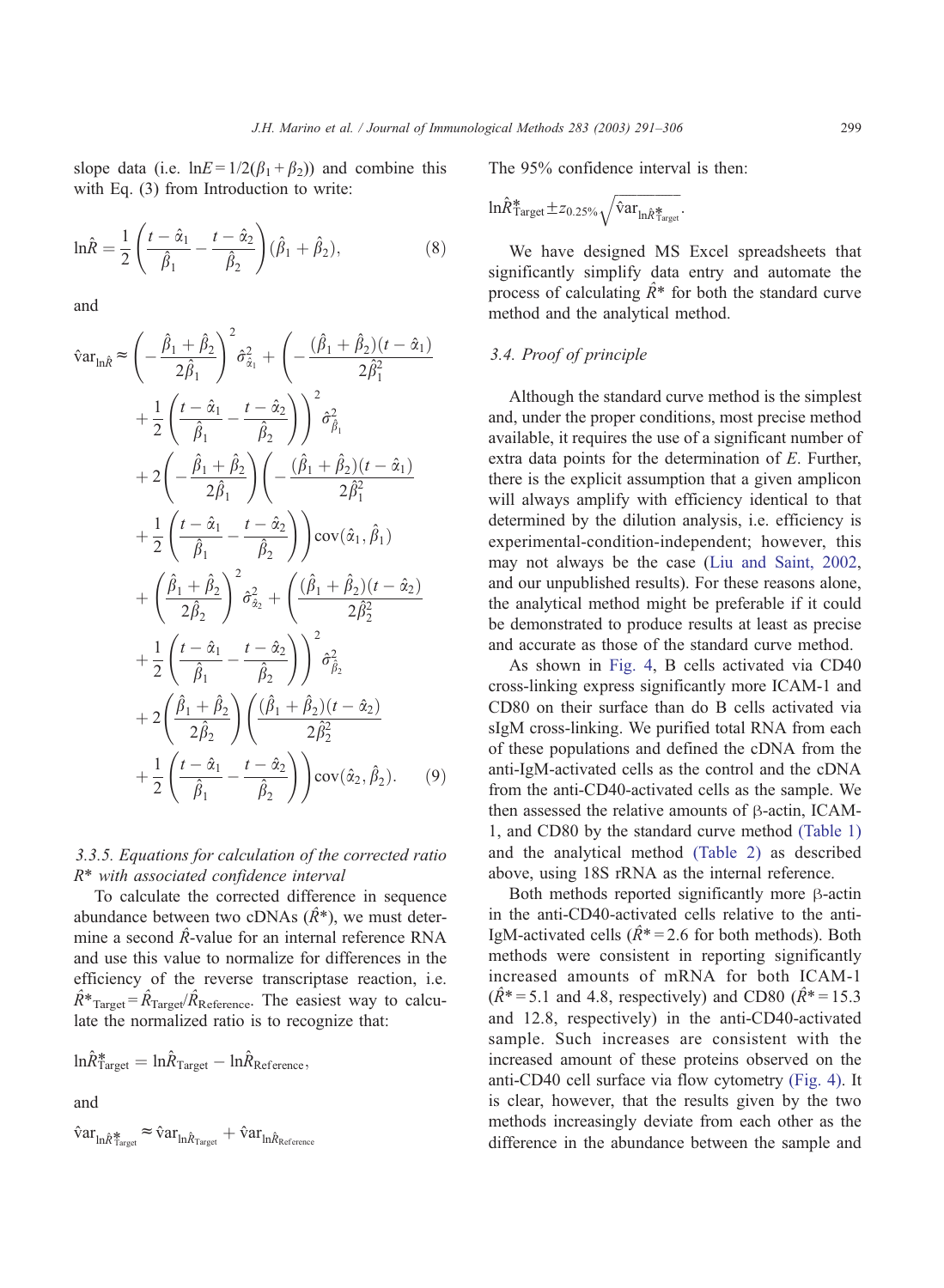slope data (i.e. $\ln E = 1/2(\beta_1 + \beta_2)$) and combine this with Eq. (3) from Introduction to write:

$$\ln\hat{R} = \frac{1}{2}\left(\frac{t-\hat{\alpha}_1}{\hat{\beta}_1} - \frac{t-\hat{\alpha}_2}{\hat{\beta}_2}\right)(\hat{\beta}_1 + \hat{\beta}_2), \tag{8}$$

and

$$\begin{aligned}
\hat{\mathrm{var}}_{\ln\hat{R}} \approx & \left(-\frac{\hat{\beta}_1+\hat{\beta}_2}{2\hat{\beta}_1}\right)^2 \hat{\sigma}^2_{\hat{\alpha}_1} + \left(-\frac{(\hat{\beta}_1+\hat{\beta}_2)(t-\hat{\alpha}_1)}{2\hat{\beta}_1^2}\right. \\
& \left. + \frac{1}{2}\left(\frac{t-\hat{\alpha}_1}{\hat{\beta}_1} - \frac{t-\hat{\alpha}_2}{\hat{\beta}_2}\right)\right)^2 \hat{\sigma}^2_{\hat{\beta}_1} \\
& + 2\left(-\frac{\hat{\beta}_1+\hat{\beta}_2}{2\hat{\beta}_1}\right)\left(-\frac{(\hat{\beta}_1+\hat{\beta}_2)(t-\hat{\alpha}_1)}{2\hat{\beta}_1^2}\right. \\
& \left. + \frac{1}{2}\left(\frac{t-\hat{\alpha}_1}{\hat{\beta}_1} - \frac{t-\hat{\alpha}_2}{\hat{\beta}_2}\right)\right)\mathrm{cov}(\hat{\alpha}_1, \hat{\beta}_1) \\
& + \left(\frac{\hat{\beta}_1+\hat{\beta}_2}{2\hat{\beta}_2}\right)^2 \hat{\sigma}^2_{\hat{\alpha}_2} + \left(\frac{(\hat{\beta}_1+\hat{\beta}_2)(t-\hat{\alpha}_2)}{2\hat{\beta}_2^2}\right. \\
& \left. + \frac{1}{2}\left(\frac{t-\hat{\alpha}_1}{\hat{\beta}_1} - \frac{t-\hat{\alpha}_2}{\hat{\beta}_2}\right)\right)^2 \hat{\sigma}^2_{\hat{\beta}_2} \\
& + 2\left(\frac{\hat{\beta}_1+\hat{\beta}_2}{2\hat{\beta}_2}\right)\left(\frac{(\hat{\beta}_1+\hat{\beta}_2)(t-\hat{\alpha}_2)}{2\hat{\beta}_2^2}\right. \\
& \left. + \frac{1}{2}\left(\frac{t-\hat{\alpha}_1}{\hat{\beta}_1} - \frac{t-\hat{\alpha}_2}{\hat{\beta}_2}\right)\right)\mathrm{cov}(\hat{\alpha}_2, \hat{\beta}_2).
\end{aligned} \tag{9}$$

### 3.3.5. Equations for calculation of the corrected ratio $R^*$ with associated confidence interval

To calculate the corrected difference in sequence abundance between two cDNAs ($\hat{R}^*$), we must determine a second $\hat{R}$-value for an internal reference RNA and use this value to normalize for differences in the efficiency of the reverse transcriptase reaction, i.e. $\hat{R}^*_{\mathrm{Target}} = \hat{R}_{\mathrm{Target}}/\hat{R}_{\mathrm{Reference}}$. The easiest way to calculate the normalized ratio is to recognize that:

$$\ln\hat{R}^*_{\mathrm{Target}} = \ln\hat{R}_{\mathrm{Target}} - \ln\hat{R}_{\mathrm{Reference}},$$

and

$$\hat{\mathrm{var}}_{\ln\hat{R}^*_{\mathrm{Target}}} \approx \hat{\mathrm{var}}_{\ln\hat{R}_{\mathrm{Target}}} + \hat{\mathrm{var}}_{\ln\hat{R}_{\mathrm{Reference}}}$$

The 95% confidence interval is then:

$$\ln\hat{R}^*_{\mathrm{Target}} \pm z_{0.25\%}\sqrt{\hat{\mathrm{var}}_{\ln\hat{R}^*_{\mathrm{Target}}}}.$$

We have designed MS Excel spreadsheets that significantly simplify data entry and automate the process of calculating $\hat{R}^*$ for both the standard curve method and the analytical method.

### 3.4. Proof of principle

Although the standard curve method is the simplest and, under the proper conditions, most precise method available, it requires the use of a significant number of extra data points for the determination of $E$. Further, there is the explicit assumption that a given amplicon will always amplify with efficiency identical to that determined by the dilution analysis, i.e. efficiency is experimental-condition-independent; however, this may not always be the case (Liu and Saint, 2002, and our unpublished results). For these reasons alone, the analytical method might be preferable if it could be demonstrated to produce results at least as precise and accurate as those of the standard curve method.

As shown in Fig. 4, B cells activated via CD40 cross-linking express significantly more ICAM-1 and CD80 on their surface than do B cells activated via sIgM cross-linking. We purified total RNA from each of these populations and defined the cDNA from the anti-IgM-activated cells as the control and the cDNA from the anti-CD40-activated cells as the sample. We then assessed the relative amounts of β-actin, ICAM-1, and CD80 by the standard curve method (Table 1) and the analytical method (Table 2) as described above, using 18S rRNA as the internal reference.

Both methods reported significantly more β-actin in the anti-CD40-activated cells relative to the anti-IgM-activated cells ($\hat{R}^* = 2.6$ for both methods). Both methods were consistent in reporting significantly increased amounts of mRNA for both ICAM-1 ($\hat{R}^* = 5.1$ and 4.8, respectively) and CD80 ($\hat{R}^* = 15.3$ and 12.8, respectively) in the anti-CD40-activated sample. Such increases are consistent with the increased amount of these proteins observed on the anti-CD40 cell surface via flow cytometry (Fig. 4). It is clear, however, that the results given by the two methods increasingly deviate from each other as the difference in the abundance between the sample and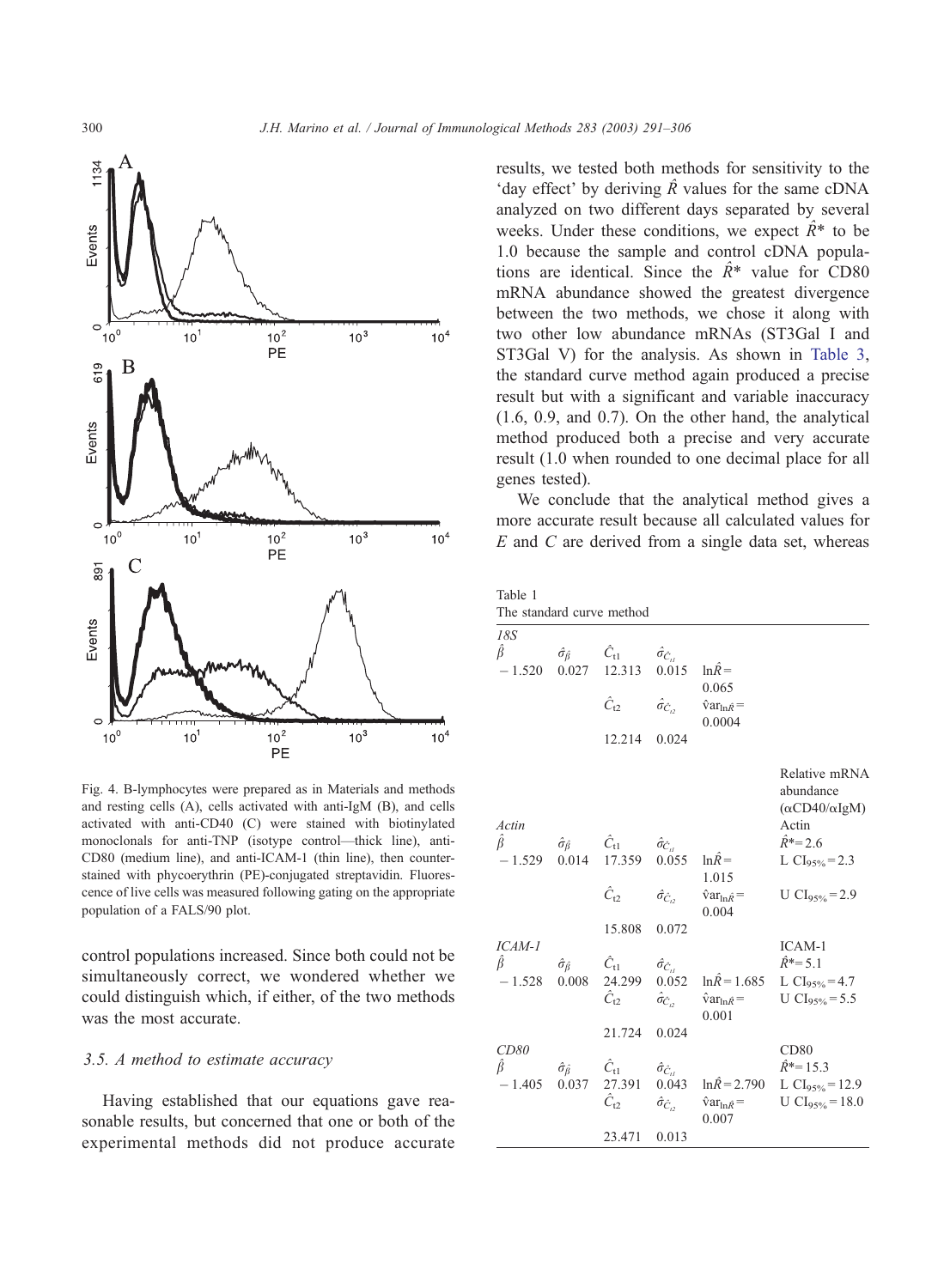Fig. 4. B-lymphocytes were prepared as in Materials and methods and resting cells (A), cells activated with anti-IgM (B), and cells activated with anti-CD40 (C) were stained with biotinylated monoclonals for anti-TNP (isotype control—thick line), anti-CD80 (medium line), and anti-ICAM-1 (thin line), then counterstained with phycoerythrin (PE)-conjugated streptavidin. Fluorescence of live cells was measured following gating on the appropriate population of a FALS/90 plot.

control populations increased. Since both could not be simultaneously correct, we wondered whether we could distinguish which, if either, of the two methods was the most accurate.

### 3.5. A method to estimate accuracy

Having established that our equations gave reasonable results, but concerned that one or both of the experimental methods did not produce accurate results, we tested both methods for sensitivity to the 'day effect' by deriving $\hat{R}$ values for the same cDNA analyzed on two different days separated by several weeks. Under these conditions, we expect $\hat{R}^*$ to be 1.0 because the sample and control cDNA populations are identical. Since the $\hat{R}^*$ value for CD80 mRNA abundance showed the greatest divergence between the two methods, we chose it along with two other low abundance mRNAs (ST3Gal I and ST3Gal V) for the analysis. As shown in Table 3, the standard curve method again produced a precise result but with a significant and variable inaccuracy (1.6, 0.9, and 0.7). On the other hand, the analytical method produced both a precise and very accurate result (1.0 when rounded to one decimal place for all genes tested).

We conclude that the analytical method gives a more accurate result because all calculated values for $E$ and $C$ are derived from a single data set, whereas

Table 1
The standard curve method

| | | | | | Relative mRNA abundance ($\alpha$CD40/$\alpha$IgM) |
|---|---|---|---|---|---|
| *18S* | | | | | |
| $\hat{\beta}$ | $\hat{\sigma}_{\hat{\beta}}$ | $\hat{C}_{t1}$ | $\hat{\sigma}_{\hat{C}_{t1}}$ | | |
| −1.520 | 0.027 | 12.313 | 0.015 | $\ln\hat{R}$ = 0.065 | |
| | | $\hat{C}_{t2}$ | $\hat{\sigma}_{\hat{C}_{t2}}$ | $\hat{\text{v}}\text{ar}_{\ln\hat{R}}$ = 0.0004 | |
| | | 12.214 | 0.024 | | |
| *Actin* | | | | | Actin |
| $\hat{\beta}$ | $\hat{\sigma}_{\hat{\beta}}$ | $\hat{C}_{t1}$ | $\hat{\sigma}_{\hat{C}_{t1}}$ | | $\hat{R}^*$ = 2.6 |
| −1.529 | 0.014 | 17.359 | 0.055 | $\ln\hat{R}$ = 1.015 | L $\text{CI}_{95\%}$ = 2.3 |
| | | $\hat{C}_{t2}$ | $\hat{\sigma}_{\hat{C}_{t2}}$ | $\hat{\text{v}}\text{ar}_{\ln\hat{R}}$ = 0.004 | U $\text{CI}_{95\%}$ = 2.9 |
| | | 15.808 | 0.072 | | |
| *ICAM-1* | | | | | ICAM-1 |
| $\hat{\beta}$ | $\hat{\sigma}_{\hat{\beta}}$ | $\hat{C}_{t1}$ | $\hat{\sigma}_{\hat{C}_{t1}}$ | | $\hat{R}^*$ = 5.1 |
| −1.528 | 0.008 | 24.299 | 0.052 | $\ln\hat{R}$ = 1.685 | L $\text{CI}_{95\%}$ = 4.7 |
| | | $\hat{C}_{t2}$ | $\hat{\sigma}_{\hat{C}_{t2}}$ | $\hat{\text{v}}\text{ar}_{\ln\hat{R}}$ = 0.001 | U $\text{CI}_{95\%}$ = 5.5 |
| | | 21.724 | 0.024 | | |
| *CD80* | | | | | CD80 |
| $\hat{\beta}$ | $\hat{\sigma}_{\hat{\beta}}$ | $\hat{C}_{t1}$ | $\hat{\sigma}_{\hat{C}_{t1}}$ | | $\hat{R}^*$ = 15.3 |
| −1.405 | 0.037 | 27.391 | 0.043 | $\ln\hat{R}$ = 2.790 | L $\text{CI}_{95\%}$ = 12.9 |
| | | $\hat{C}_{t2}$ | $\hat{\sigma}_{\hat{C}_{t2}}$ | $\hat{\text{v}}\text{ar}_{\ln\hat{R}}$ = 0.007 | U $\text{CI}_{95\%}$ = 18.0 |
| | | 23.471 | 0.013 | | |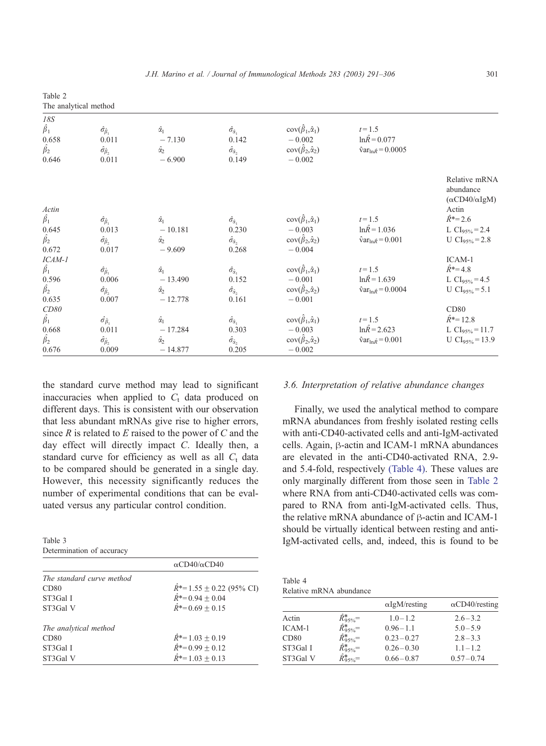Table 2
The analytical method

| | | | | | | Relative mRNA abundance ($\alpha$CD40/$\alpha$IgM) |
|---|---|---|---|---|---|---|
| *18S* | | | | | | |
| $\hat{\beta}_1$ | $\hat{\sigma}_{\hat{\beta}_1}$ | $\hat{\alpha}_1$ | $\hat{\sigma}_{\hat{\alpha}_1}$ | $\text{cov}(\hat{\beta}_1,\hat{\alpha}_1)$ | $t=1.5$ | |
| 0.658 | 0.011 | $-7.130$ | 0.142 | $-0.002$ | $\ln\hat{R}=0.077$ | |
| $\hat{\beta}_2$ | $\hat{\sigma}_{\hat{\beta}_2}$ | $\hat{\alpha}_2$ | $\hat{\sigma}_{\hat{\alpha}_2}$ | $\text{cov}(\hat{\beta}_2,\hat{\alpha}_2)$ | $\hat{\text{v}}\text{ar}_{\ln\hat{R}}=0.0005$ | |
| 0.646 | 0.011 | $-6.900$ | 0.149 | $-0.002$ | | |
| *Actin* | | | | | | Actin |
| $\hat{\beta}_1$ | $\hat{\sigma}_{\hat{\beta}_1}$ | $\hat{\alpha}_1$ | $\hat{\sigma}_{\hat{\alpha}_1}$ | $\text{cov}(\hat{\beta}_1,\hat{\alpha}_1)$ | $t=1.5$ | $\hat{R}^*=2.6$ |
| 0.645 | 0.013 | $-10.181$ | 0.230 | $-0.003$ | $\ln\hat{R}=1.036$ | L $\text{CI}_{95\%}=2.4$ |
| $\hat{\beta}_2$ | $\hat{\sigma}_{\hat{\beta}_2}$ | $\hat{\alpha}_2$ | $\hat{\sigma}_{\hat{\alpha}_2}$ | $\text{cov}(\hat{\beta}_2,\hat{\alpha}_2)$ | $\hat{\text{v}}\text{ar}_{\ln\hat{R}}=0.001$ | U $\text{CI}_{95\%}=2.8$ |
| 0.672 | 0.017 | $-9.609$ | 0.268 | $-0.004$ | | |
| *ICAM-1* | | | | | | ICAM-1 |
| $\hat{\beta}_1$ | $\hat{\sigma}_{\hat{\beta}_1}$ | $\hat{\alpha}_1$ | $\hat{\sigma}_{\hat{\alpha}_1}$ | $\text{cov}(\hat{\beta}_1,\hat{\alpha}_1)$ | $t=1.5$ | $\hat{R}^*=4.8$ |
| 0.596 | 0.006 | $-13.490$ | 0.152 | $-0.001$ | $\ln\hat{R}=1.639$ | L $\text{CI}_{95\%}=4.5$ |
| $\hat{\beta}_2$ | $\hat{\sigma}_{\hat{\beta}_2}$ | $\hat{\alpha}_2$ | $\hat{\sigma}_{\hat{\alpha}_2}$ | $\text{cov}(\hat{\beta}_2,\hat{\alpha}_2)$ | $\hat{\text{v}}\text{ar}_{\ln\hat{R}}=0.0004$ | U $\text{CI}_{95\%}=5.1$ |
| 0.635 | 0.007 | $-12.778$ | 0.161 | $-0.001$ | | |
| *CD80* | | | | | | CD80 |
| $\hat{\beta}_1$ | $\hat{\sigma}_{\hat{\beta}_1}$ | $\hat{\alpha}_1$ | $\hat{\sigma}_{\hat{\alpha}_1}$ | $\text{cov}(\hat{\beta}_1,\hat{\alpha}_1)$ | $t=1.5$ | $\hat{R}^*=12.8$ |
| 0.668 | 0.011 | $-17.284$ | 0.303 | $-0.003$ | $\ln\hat{R}=2.623$ | L $\text{CI}_{95\%}=11.7$ |
| $\hat{\beta}_2$ | $\hat{\sigma}_{\hat{\beta}_2}$ | $\hat{\alpha}_2$ | $\hat{\sigma}_{\hat{\alpha}_2}$ | $\text{cov}(\hat{\beta}_2,\hat{\alpha}_2)$ | $\hat{\text{v}}\text{ar}_{\ln\hat{R}}=0.001$ | U $\text{CI}_{95\%}=13.9$ |
| 0.676 | 0.009 | $-14.877$ | 0.205 | $-0.002$ | | |

the standard curve method may lead to significant inaccuracies when applied to $C_t$ data produced on different days. This is consistent with our observation that less abundant mRNAs give rise to higher errors, since $R$ is related to $E$ raised to the power of $C$ and the day effect will directly impact $C$. Ideally then, a standard curve for efficiency as well as all $C_t$ data to be compared should be generated in a single day. However, this necessity significantly reduces the number of experimental conditions that can be evaluated versus any particular control condition.

Table 3
Determination of accuracy

| | $\alpha$CD40/$\alpha$CD40 |
|---|---|
| *The standard curve method* | |
| CD80 | $\hat{R}^*=1.55\pm0.22$ (95% CI) |
| ST3Gal I | $\hat{R}^*=0.94\pm0.04$ |
| ST3Gal V | $\hat{R}^*=0.69\pm0.15$ |
| *The analytical method* | |
| CD80 | $\hat{R}^*=1.03\pm0.19$ |
| ST3Gal I | $\hat{R}^*=0.99\pm0.12$ |
| ST3Gal V | $\hat{R}^*=1.03\pm0.13$ |

### 3.6. Interpretation of relative abundance changes

Finally, we used the analytical method to compare mRNA abundances from freshly isolated resting cells with anti-CD40-activated cells and anti-IgM-activated cells. Again, β-actin and ICAM-1 mRNA abundances are elevated in the anti-CD40-activated RNA, 2.9- and 5.4-fold, respectively (Table 4). These values are only marginally different from those seen in Table 2 where RNA from anti-CD40-activated cells was compared to RNA from anti-IgM-activated cells. Thus, the relative mRNA abundance of β-actin and ICAM-1 should be virtually identical between resting and anti-IgM-activated cells, and, indeed, this is found to be

Table 4
Relative mRNA abundance

| | | $\alpha$IgM/resting | $\alpha$CD40/resting |
|---|---|---|---|
| Actin | $\hat{R}^*_{95\%}=$ | 1.0–1.2 | 2.6–3.2 |
| ICAM-1 | $\hat{R}^*_{95\%}=$ | 0.96–1.1 | 5.0–5.9 |
| CD80 | $\hat{R}^*_{95\%}=$ | 0.23–0.27 | 2.8–3.3 |
| ST3Gal I | $\hat{R}^*_{95\%}=$ | 0.26–0.30 | 1.1–1.2 |
| ST3Gal V | $\hat{R}^*_{95\%}=$ | 0.66–0.87 | 0.57–0.74 |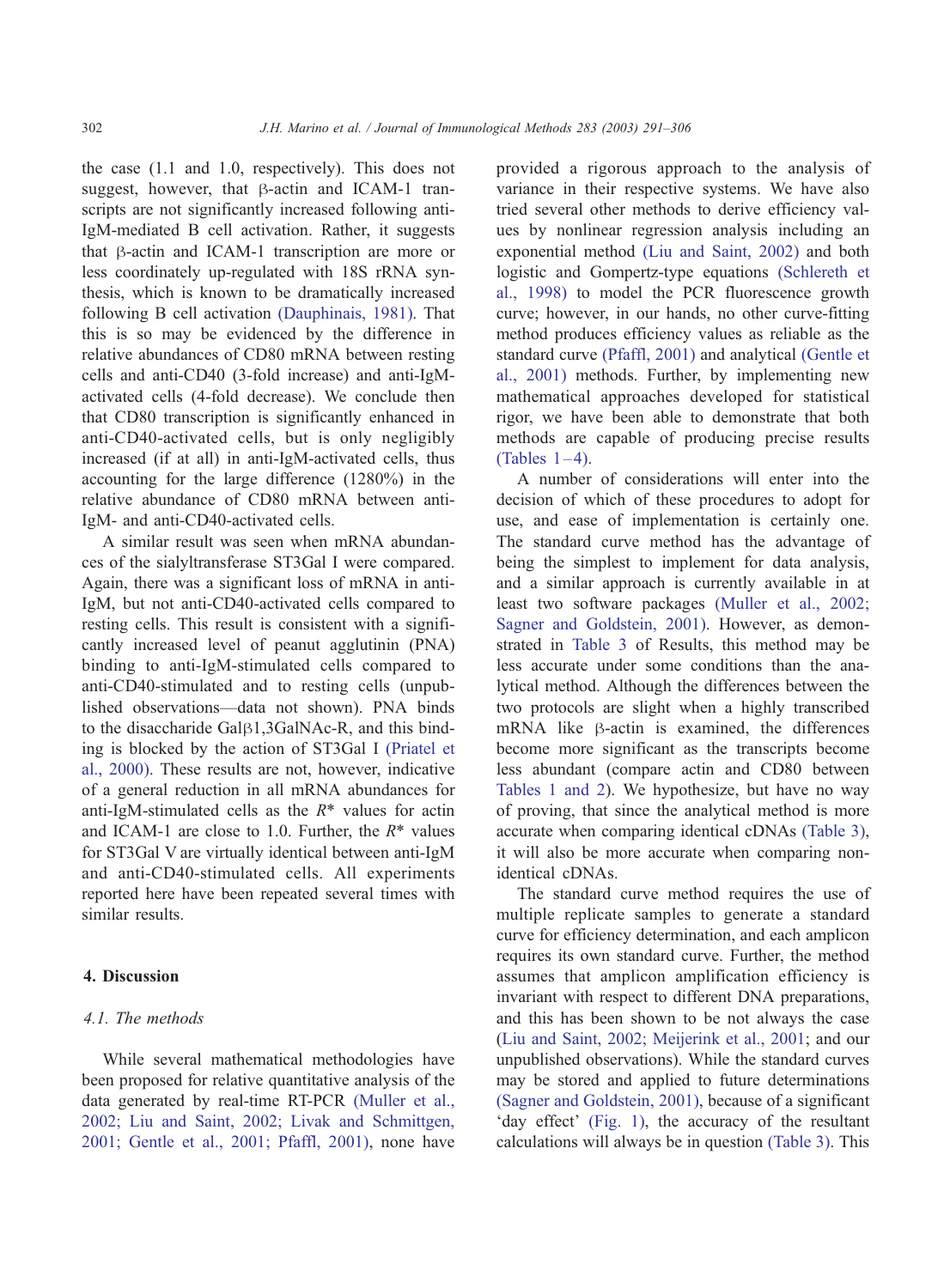the case (1.1 and 1.0, respectively). This does not suggest, however, that β-actin and ICAM-1 transcripts are not significantly increased following anti-IgM-mediated B cell activation. Rather, it suggests that β-actin and ICAM-1 transcription are more or less coordinately up-regulated with 18S rRNA synthesis, which is known to be dramatically increased following B cell activation (Dauphinais, 1981). That this is so may be evidenced by the difference in relative abundances of CD80 mRNA between resting cells and anti-CD40 (3-fold increase) and anti-IgM-activated cells (4-fold decrease). We conclude then that CD80 transcription is significantly enhanced in anti-CD40-activated cells, but is only negligibly increased (if at all) in anti-IgM-activated cells, thus accounting for the large difference (1280%) in the relative abundance of CD80 mRNA between anti-IgM- and anti-CD40-activated cells.

A similar result was seen when mRNA abundances of the sialyltransferase ST3Gal I were compared. Again, there was a significant loss of mRNA in anti-IgM, but not anti-CD40-activated cells compared to resting cells. This result is consistent with a significantly increased level of peanut agglutinin (PNA) binding to anti-IgM-stimulated cells compared to anti-CD40-stimulated and to resting cells (unpublished observations—data not shown). PNA binds to the disaccharide Galβ1,3GalNAc-R, and this binding is blocked by the action of ST3Gal I (Priatel et al., 2000). These results are not, however, indicative of a general reduction in all mRNA abundances for anti-IgM-stimulated cells as the $R^*$ values for actin and ICAM-1 are close to 1.0. Further, the $R^*$ values for ST3Gal V are virtually identical between anti-IgM and anti-CD40-stimulated cells. All experiments reported here have been repeated several times with similar results.

## 4. Discussion

### 4.1. The methods

While several mathematical methodologies have been proposed for relative quantitative analysis of the data generated by real-time RT-PCR (Muller et al., 2002; Liu and Saint, 2002; Livak and Schmittgen, 2001; Gentle et al., 2001; Pfaffl, 2001), none have provided a rigorous approach to the analysis of variance in their respective systems. We have also tried several other methods to derive efficiency values by nonlinear regression analysis including an exponential method (Liu and Saint, 2002) and both logistic and Gompertz-type equations (Schlereth et al., 1998) to model the PCR fluorescence growth curve; however, in our hands, no other curve-fitting method produces efficiency values as reliable as the standard curve (Pfaffl, 2001) and analytical (Gentle et al., 2001) methods. Further, by implementing new mathematical approaches developed for statistical rigor, we have been able to demonstrate that both methods are capable of producing precise results (Tables 1–4).

A number of considerations will enter into the decision of which of these procedures to adopt for use, and ease of implementation is certainly one. The standard curve method has the advantage of being the simplest to implement for data analysis, and a similar approach is currently available in at least two software packages (Muller et al., 2002; Sagner and Goldstein, 2001). However, as demonstrated in Table 3 of Results, this method may be less accurate under some conditions than the analytical method. Although the differences between the two protocols are slight when a highly transcribed mRNA like β-actin is examined, the differences become more significant as the transcripts become less abundant (compare actin and CD80 between Tables 1 and 2). We hypothesize, but have no way of proving, that since the analytical method is more accurate when comparing identical cDNAs (Table 3), it will also be more accurate when comparing non-identical cDNAs.

The standard curve method requires the use of multiple replicate samples to generate a standard curve for efficiency determination, and each amplicon requires its own standard curve. Further, the method assumes that amplicon amplification efficiency is invariant with respect to different DNA preparations, and this has been shown to be not always the case (Liu and Saint, 2002; Meijerink et al., 2001; and our unpublished observations). While the standard curves may be stored and applied to future determinations (Sagner and Goldstein, 2001), because of a significant 'day effect' (Fig. 1), the accuracy of the resultant calculations will always be in question (Table 3). This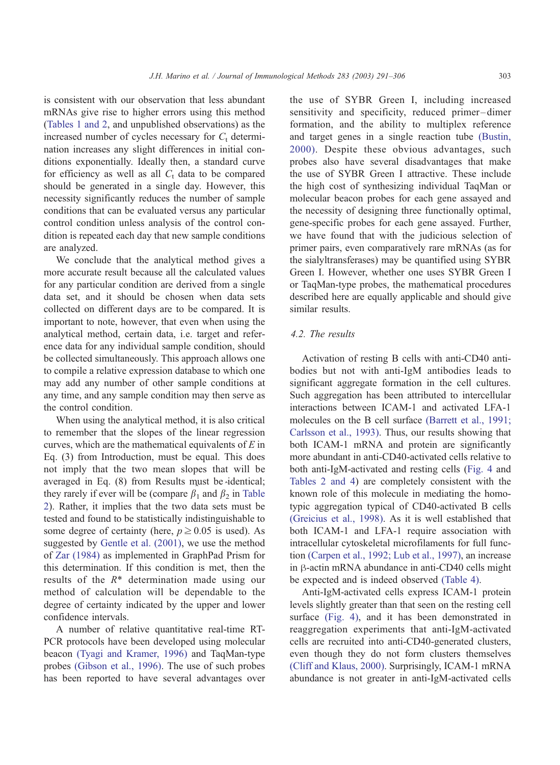is consistent with our observation that less abundant mRNAs give rise to higher errors using this method (Tables 1 and 2, and unpublished observations) as the increased number of cycles necessary for $C_t$ determination increases any slight differences in initial conditions exponentially. Ideally then, a standard curve for efficiency as well as all $C_t$ data to be compared should be generated in a single day. However, this necessity significantly reduces the number of sample conditions that can be evaluated versus any particular control condition unless analysis of the control condition is repeated each day that new sample conditions are analyzed.

We conclude that the analytical method gives a more accurate result because all the calculated values for any particular condition are derived from a single data set, and it should be chosen when data sets collected on different days are to be compared. It is important to note, however, that even when using the analytical method, certain data, i.e. target and reference data for any individual sample condition, should be collected simultaneously. This approach allows one to compile a relative expression database to which one may add any number of other sample conditions at any time, and any sample condition may then serve as the control condition.

When using the analytical method, it is also critical to remember that the slopes of the linear regression curves, which are the mathematical equivalents of $E$ in Eq. (3) from Introduction, must be equal. This does not imply that the two mean slopes that will be averaged in Eq. (8) from Results must be identical; they rarely if ever will be (compare $\beta_1$ and $\beta_2$ in Table 2). Rather, it implies that the two data sets must be tested and found to be statistically indistinguishable to some degree of certainty (here, $p \geq 0.05$ is used). As suggested by Gentle et al. (2001), we use the method of Zar (1984) as implemented in GraphPad Prism for this determination. If this condition is met, then the results of the $R^*$ determination made using our method of calculation will be dependable to the degree of certainty indicated by the upper and lower confidence intervals.

A number of relative quantitative real-time RT-PCR protocols have been developed using molecular beacon (Tyagi and Kramer, 1996) and TaqMan-type probes (Gibson et al., 1996). The use of such probes has been reported to have several advantages over the use of SYBR Green I, including increased sensitivity and specificity, reduced primer–dimer formation, and the ability to multiplex reference and target genes in a single reaction tube (Bustin, 2000). Despite these obvious advantages, such probes also have several disadvantages that make the use of SYBR Green I attractive. These include the high cost of synthesizing individual TaqMan or molecular beacon probes for each gene assayed and the necessity of designing three functionally optimal, gene-specific probes for each gene assayed. Further, we have found that with the judicious selection of primer pairs, even comparatively rare mRNAs (as for the sialyltransferases) may be quantified using SYBR Green I. However, whether one uses SYBR Green I or TaqMan-type probes, the mathematical procedures described here are equally applicable and should give similar results.

### 4.2. The results

Activation of resting B cells with anti-CD40 antibodies but not with anti-IgM antibodies leads to significant aggregate formation in the cell cultures. Such aggregation has been attributed to intercellular interactions between ICAM-1 and activated LFA-1 molecules on the B cell surface (Barrett et al., 1991; Carlsson et al., 1993). Thus, our results showing that both ICAM-1 mRNA and protein are significantly more abundant in anti-CD40-activated cells relative to both anti-IgM-activated and resting cells (Fig. 4 and Tables 2 and 4) are completely consistent with the known role of this molecule in mediating the homotypic aggregation typical of CD40-activated B cells (Greicius et al., 1998). As it is well established that both ICAM-1 and LFA-1 require association with intracellular cytoskeletal microfilaments for full function (Carpen et al., 1992; Lub et al., 1997), an increase in β-actin mRNA abundance in anti-CD40 cells might be expected and is indeed observed (Table 4).

Anti-IgM-activated cells express ICAM-1 protein levels slightly greater than that seen on the resting cell surface (Fig. 4), and it has been demonstrated in reaggregation experiments that anti-IgM-activated cells are recruited into anti-CD40-generated clusters, even though they do not form clusters themselves (Cliff and Klaus, 2000). Surprisingly, ICAM-1 mRNA abundance is not greater in anti-IgM-activated cells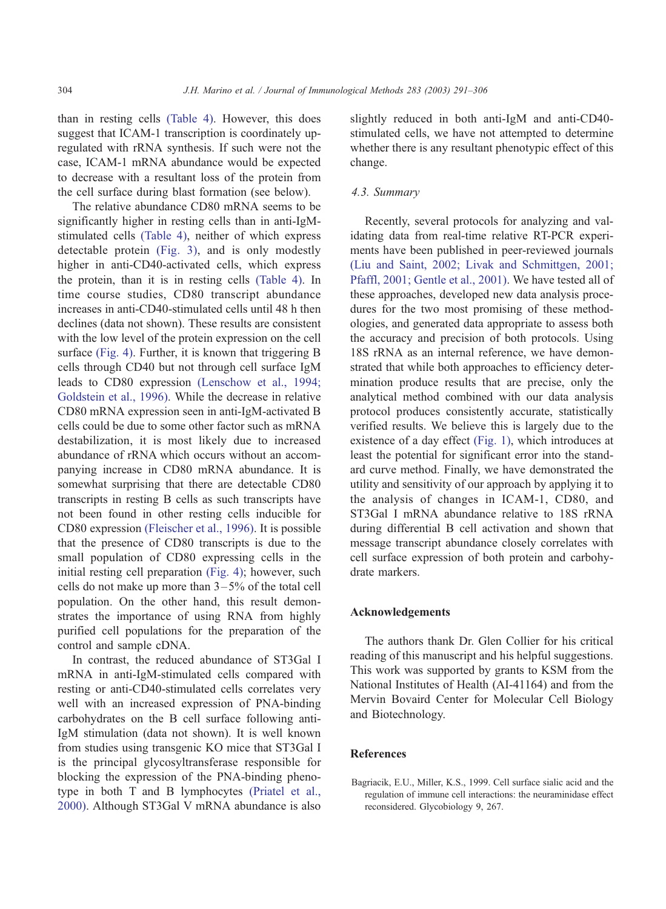than in resting cells (Table 4). However, this does suggest that ICAM-1 transcription is coordinately upregulated with rRNA synthesis. If such were not the case, ICAM-1 mRNA abundance would be expected to decrease with a resultant loss of the protein from the cell surface during blast formation (see below).

The relative abundance CD80 mRNA seems to be significantly higher in resting cells than in anti-IgM-stimulated cells (Table 4), neither of which express detectable protein (Fig. 3), and is only modestly higher in anti-CD40-activated cells, which express the protein, than it is in resting cells (Table 4). In time course studies, CD80 transcript abundance increases in anti-CD40-stimulated cells until 48 h then declines (data not shown). These results are consistent with the low level of the protein expression on the cell surface (Fig. 4). Further, it is known that triggering B cells through CD40 but not through cell surface IgM leads to CD80 expression (Lenschow et al., 1994; Goldstein et al., 1996). While the decrease in relative CD80 mRNA expression seen in anti-IgM-activated B cells could be due to some other factor such as mRNA destabilization, it is most likely due to increased abundance of rRNA which occurs without an accompanying increase in CD80 mRNA abundance. It is somewhat surprising that there are detectable CD80 transcripts in resting B cells as such transcripts have not been found in other resting cells inducible for CD80 expression (Fleischer et al., 1996). It is possible that the presence of CD80 transcripts is due to the small population of CD80 expressing cells in the initial resting cell preparation (Fig. 4); however, such cells do not make up more than 3–5% of the total cell population. On the other hand, this result demonstrates the importance of using RNA from highly purified cell populations for the preparation of the control and sample cDNA.

In contrast, the reduced abundance of ST3Gal I mRNA in anti-IgM-stimulated cells compared with resting or anti-CD40-stimulated cells correlates very well with an increased expression of PNA-binding carbohydrates on the B cell surface following anti-IgM stimulation (data not shown). It is well known from studies using transgenic KO mice that ST3Gal I is the principal glycosyltransferase responsible for blocking the expression of the PNA-binding phenotype in both T and B lymphocytes (Priatel et al., 2000). Although ST3Gal V mRNA abundance is also slightly reduced in both anti-IgM and anti-CD40-stimulated cells, we have not attempted to determine whether there is any resultant phenotypic effect of this change.

### 4.3. Summary

Recently, several protocols for analyzing and validating data from real-time relative RT-PCR experiments have been published in peer-reviewed journals (Liu and Saint, 2002; Livak and Schmittgen, 2001; Pfaffl, 2001; Gentle et al., 2001). We have tested all of these approaches, developed new data analysis procedures for the two most promising of these methodologies, and generated data appropriate to assess both the accuracy and precision of both protocols. Using 18S rRNA as an internal reference, we have demonstrated that while both approaches to efficiency determination produce results that are precise, only the analytical method combined with our data analysis protocol produces consistently accurate, statistically verified results. We believe this is largely due to the existence of a day effect (Fig. 1), which introduces at least the potential for significant error into the standard curve method. Finally, we have demonstrated the utility and sensitivity of our approach by applying it to the analysis of changes in ICAM-1, CD80, and ST3Gal I mRNA abundance relative to 18S rRNA during differential B cell activation and shown that message transcript abundance closely correlates with cell surface expression of both protein and carbohydrate markers.

## Acknowledgements

The authors thank Dr. Glen Collier for his critical reading of this manuscript and his helpful suggestions. This work was supported by grants to KSM from the National Institutes of Health (AI-41164) and from the Mervin Bovaird Center for Molecular Cell Biology and Biotechnology.

## References

Bagriacik, E.U., Miller, K.S., 1999. Cell surface sialic acid and the regulation of immune cell interactions: the neuraminidase effect reconsidered. Glycobiology 9, 267.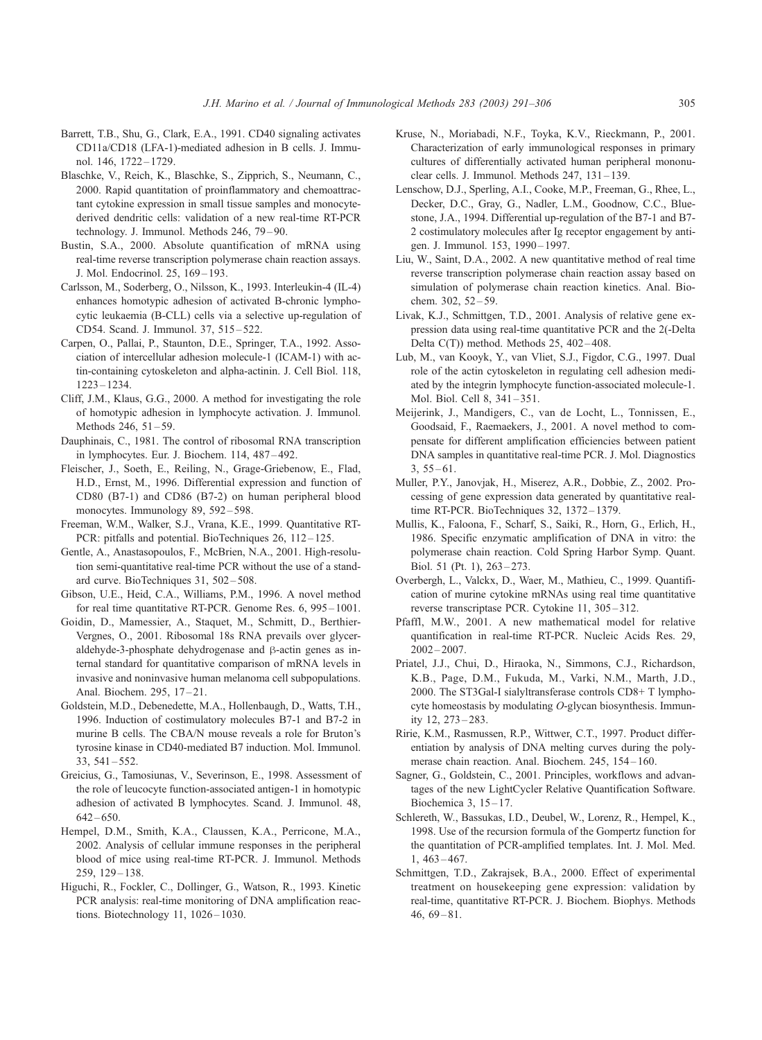Barrett, T.B., Shu, G., Clark, E.A., 1991. CD40 signaling activates CD11a/CD18 (LFA-1)-mediated adhesion in B cells. J. Immunol. 146, 1722–1729.

Blaschke, V., Reich, K., Blaschke, S., Zipprich, S., Neumann, C., 2000. Rapid quantitation of proinflammatory and chemoattractant cytokine expression in small tissue samples and monocyte-derived dendritic cells: validation of a new real-time RT-PCR technology. J. Immunol. Methods 246, 79–90.

Bustin, S.A., 2000. Absolute quantification of mRNA using real-time reverse transcription polymerase chain reaction assays. J. Mol. Endocrinol. 25, 169–193.

Carlsson, M., Soderberg, O., Nilsson, K., 1993. Interleukin-4 (IL-4) enhances homotypic adhesion of activated B-chronic lymphocytic leukaemia (B-CLL) cells via a selective up-regulation of CD54. Scand. J. Immunol. 37, 515–522.

Carpen, O., Pallai, P., Staunton, D.E., Springer, T.A., 1992. Association of intercellular adhesion molecule-1 (ICAM-1) with actin-containing cytoskeleton and alpha-actinin. J. Cell Biol. 118, 1223–1234.

Cliff, J.M., Klaus, G.G., 2000. A method for investigating the role of homotypic adhesion in lymphocyte activation. J. Immunol. Methods 246, 51–59.

Dauphinais, C., 1981. The control of ribosomal RNA transcription in lymphocytes. Eur. J. Biochem. 114, 487–492.

Fleischer, J., Soeth, E., Reiling, N., Grage-Griebenow, E., Flad, H.D., Ernst, M., 1996. Differential expression and function of CD80 (B7-1) and CD86 (B7-2) on human peripheral blood monocytes. Immunology 89, 592–598.

Freeman, W.M., Walker, S.J., Vrana, K.E., 1999. Quantitative RT-PCR: pitfalls and potential. BioTechniques 26, 112–125.

Gentle, A., Anastasopoulos, F., McBrien, N.A., 2001. High-resolution semi-quantitative real-time PCR without the use of a standard curve. BioTechniques 31, 502–508.

Gibson, U.E., Heid, C.A., Williams, P.M., 1996. A novel method for real time quantitative RT-PCR. Genome Res. 6, 995–1001.

Goidin, D., Mamessier, A., Staquet, M., Schmitt, D., Berthier-Vergnes, O., 2001. Ribosomal 18s RNA prevails over glyceraldehyde-3-phosphate dehydrogenase and β-actin genes as internal standard for quantitative comparison of mRNA levels in invasive and noninvasive human melanoma cell subpopulations. Anal. Biochem. 295, 17–21.

Goldstein, M.D., Debenedette, M.A., Hollenbaugh, D., Watts, T.H., 1996. Induction of costimulatory molecules B7-1 and B7-2 in murine B cells. The CBA/N mouse reveals a role for Bruton's tyrosine kinase in CD40-mediated B7 induction. Mol. Immunol. 33, 541–552.

Greicius, G., Tamosiunas, V., Severinson, E., 1998. Assessment of the role of leucocyte function-associated antigen-1 in homotypic adhesion of activated B lymphocytes. Scand. J. Immunol. 48, 642–650.

Hempel, D.M., Smith, K.A., Claussen, K.A., Perricone, M.A., 2002. Analysis of cellular immune responses in the peripheral blood of mice using real-time RT-PCR. J. Immunol. Methods 259, 129–138.

Higuchi, R., Fockler, C., Dollinger, G., Watson, R., 1993. Kinetic PCR analysis: real-time monitoring of DNA amplification reactions. Biotechnology 11, 1026–1030.

Kruse, N., Moriabadi, N.F., Toyka, K.V., Rieckmann, P., 2001. Characterization of early immunological responses in primary cultures of differentially activated human peripheral mononuclear cells. J. Immunol. Methods 247, 131–139.

Lenschow, D.J., Sperling, A.I., Cooke, M.P., Freeman, G., Rhee, L., Decker, D.C., Gray, G., Nadler, L.M., Goodnow, C.C., Bluestone, J.A., 1994. Differential up-regulation of the B7-1 and B7-2 costimulatory molecules after Ig receptor engagement by antigen. J. Immunol. 153, 1990–1997.

Liu, W., Saint, D.A., 2002. A new quantitative method of real time reverse transcription polymerase chain reaction assay based on simulation of polymerase chain reaction kinetics. Anal. Biochem. 302, 52–59.

Livak, K.J., Schmittgen, T.D., 2001. Analysis of relative gene expression data using real-time quantitative PCR and the 2(-Delta Delta C(T)) method. Methods 25, 402–408.

Lub, M., van Kooyk, Y., van Vliet, S.J., Figdor, C.G., 1997. Dual role of the actin cytoskeleton in regulating cell adhesion mediated by the integrin lymphocyte function-associated molecule-1. Mol. Biol. Cell 8, 341–351.

Meijerink, J., Mandigers, C., van de Locht, L., Tonnissen, E., Goodsaid, F., Raemaekers, J., 2001. A novel method to compensate for different amplification efficiencies between patient DNA samples in quantitative real-time PCR. J. Mol. Diagnostics 3, 55–61.

Muller, P.Y., Janovjak, H., Miserez, A.R., Dobbie, Z., 2002. Processing of gene expression data generated by quantitative real-time RT-PCR. BioTechniques 32, 1372–1379.

Mullis, K., Faloona, F., Scharf, S., Saiki, R., Horn, G., Erlich, H., 1986. Specific enzymatic amplification of DNA in vitro: the polymerase chain reaction. Cold Spring Harbor Symp. Quant. Biol. 51 (Pt. 1), 263–273.

Overbergh, L., Valckx, D., Waer, M., Mathieu, C., 1999. Quantification of murine cytokine mRNAs using real time quantitative reverse transcriptase PCR. Cytokine 11, 305–312.

Pfaffl, M.W., 2001. A new mathematical model for relative quantification in real-time RT-PCR. Nucleic Acids Res. 29, 2002–2007.

Priatel, J.J., Chui, D., Hiraoka, N., Simmons, C.J., Richardson, K.B., Page, D.M., Fukuda, M., Varki, N.M., Marth, J.D., 2000. The ST3Gal-I sialyltransferase controls CD8+ T lymphocyte homeostasis by modulating *O*-glycan biosynthesis. Immunity 12, 273–283.

Ririe, K.M., Rasmussen, R.P., Wittwer, C.T., 1997. Product differentiation by analysis of DNA melting curves during the polymerase chain reaction. Anal. Biochem. 245, 154–160.

Sagner, G., Goldstein, C., 2001. Principles, workflows and advantages of the new LightCycler Relative Quantification Software. Biochemica 3, 15–17.

Schlereth, W., Bassukas, I.D., Deubel, W., Lorenz, R., Hempel, K., 1998. Use of the recursion formula of the Gompertz function for the quantitation of PCR-amplified templates. Int. J. Mol. Med. 1, 463–467.

Schmittgen, T.D., Zakrajsek, B.A., 2000. Effect of experimental treatment on housekeeping gene expression: validation by real-time, quantitative RT-PCR. J. Biochem. Biophys. Methods 46, 69–81.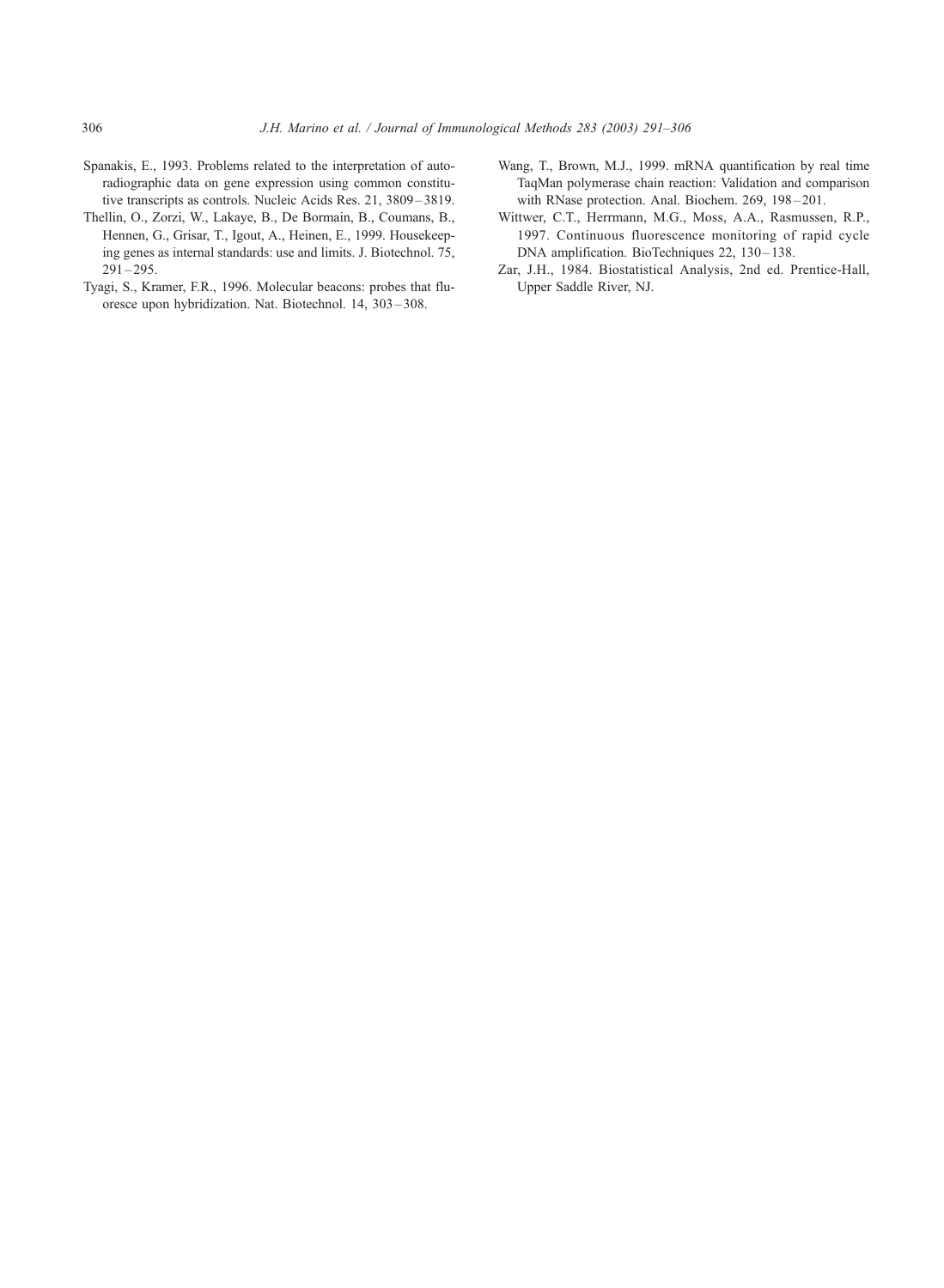Spanakis, E., 1993. Problems related to the interpretation of autoradiographic data on gene expression using common constitutive transcripts as controls. Nucleic Acids Res. 21, 3809–3819.

Thellin, O., Zorzi, W., Lakaye, B., De Bormain, B., Coumans, B., Hennen, G., Grisar, T., Igout, A., Heinen, E., 1999. Housekeeping genes as internal standards: use and limits. J. Biotechnol. 75, 291–295.

Tyagi, S., Kramer, F.R., 1996. Molecular beacons: probes that fluoresce upon hybridization. Nat. Biotechnol. 14, 303–308.

Wang, T., Brown, M.J., 1999. mRNA quantification by real time TaqMan polymerase chain reaction: Validation and comparison with RNase protection. Anal. Biochem. 269, 198–201.

Wittwer, C.T., Herrmann, M.G., Moss, A.A., Rasmussen, R.P., 1997. Continuous fluorescence monitoring of rapid cycle DNA amplification. BioTechniques 22, 130–138.

Zar, J.H., 1984. Biostatistical Analysis, 2nd ed. Prentice-Hall, Upper Saddle River, NJ.